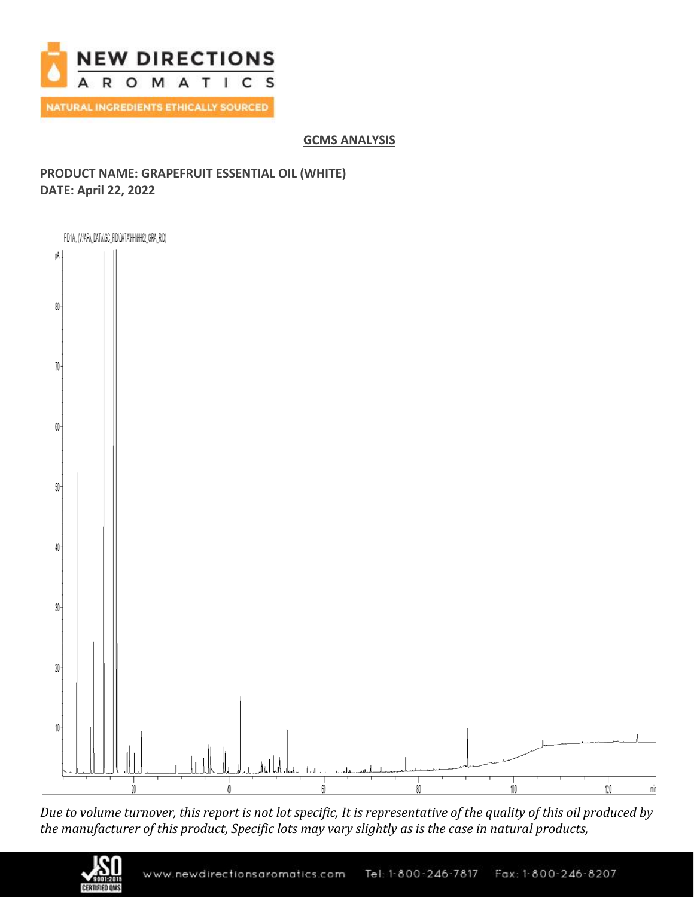## GCMS ANALYSIS

**PRODUCT NAME: GRAPEFRUIT ESSENTIAL OIL (WHITE)**
**DATE: April 22, 2022**

*Due to volume turnover, this report is not lot specific, It is representative of the quality of this oil produced by the manufacturer of this product, Specific lots may vary slightly as is the case in natural products,*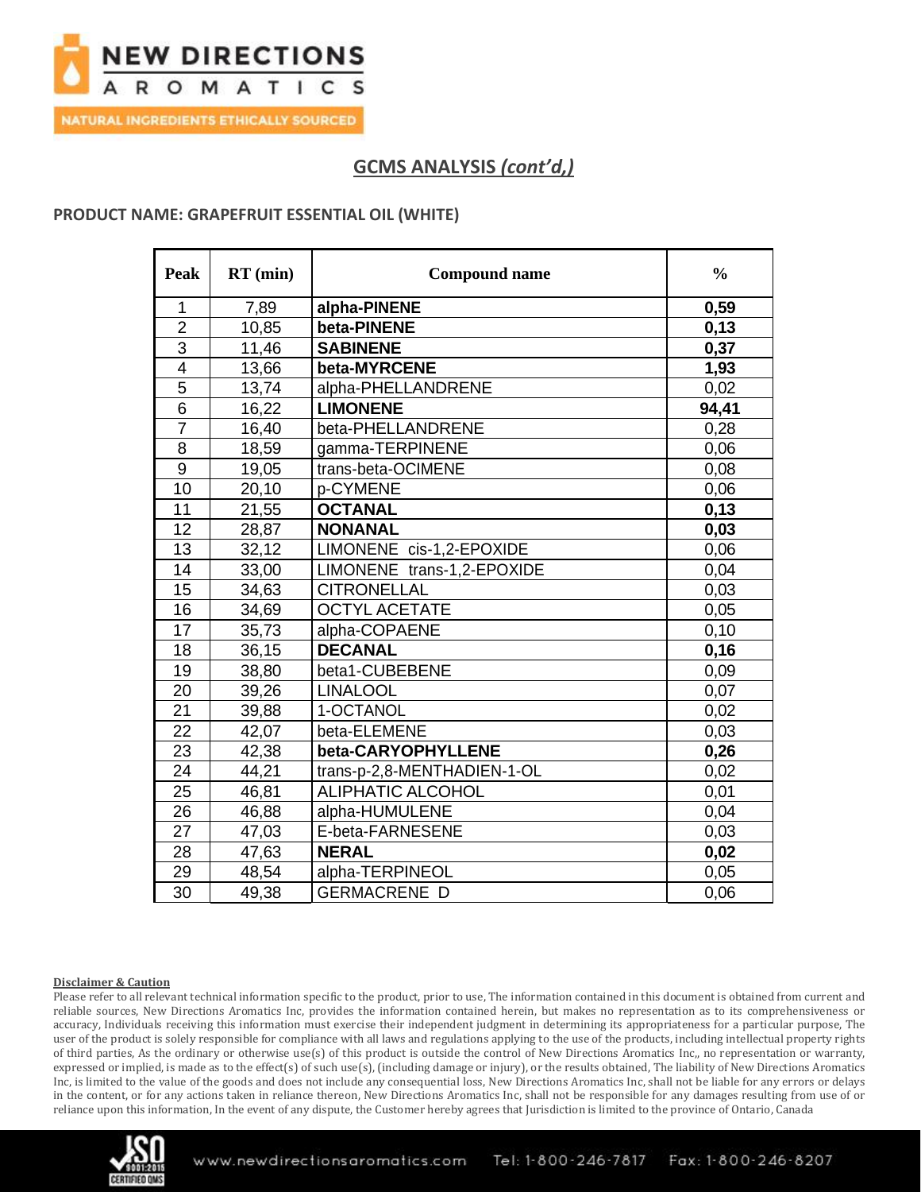## GCMS ANALYSIS *(cont'd,)*

**PRODUCT NAME: GRAPEFRUIT ESSENTIAL OIL (WHITE)**

| Peak | RT (min) | Compound name | % |
|---|---|---|---|
| 1 | 7,89 | **alpha-PINENE** | **0,59** |
| 2 | 10,85 | **beta-PINENE** | **0,13** |
| 3 | 11,46 | **SABINENE** | **0,37** |
| 4 | 13,66 | **beta-MYRCENE** | **1,93** |
| 5 | 13,74 | alpha-PHELLANDRENE | 0,02 |
| 6 | 16,22 | **LIMONENE** | **94,41** |
| 7 | 16,40 | beta-PHELLANDRENE | 0,28 |
| 8 | 18,59 | gamma-TERPINENE | 0,06 |
| 9 | 19,05 | trans-beta-OCIMENE | 0,08 |
| 10 | 20,10 | p-CYMENE | 0,06 |
| 11 | 21,55 | **OCTANAL** | **0,13** |
| 12 | 28,87 | **NONANAL** | **0,03** |
| 13 | 32,12 | LIMONENE cis-1,2-EPOXIDE | 0,06 |
| 14 | 33,00 | LIMONENE trans-1,2-EPOXIDE | 0,04 |
| 15 | 34,63 | CITRONELLAL | 0,03 |
| 16 | 34,69 | OCTYL ACETATE | 0,05 |
| 17 | 35,73 | alpha-COPAENE | 0,10 |
| 18 | 36,15 | **DECANAL** | **0,16** |
| 19 | 38,80 | beta1-CUBEBENE | 0,09 |
| 20 | 39,26 | LINALOOL | 0,07 |
| 21 | 39,88 | 1-OCTANOL | 0,02 |
| 22 | 42,07 | beta-ELEMENE | 0,03 |
| 23 | 42,38 | **beta-CARYOPHYLLENE** | **0,26** |
| 24 | 44,21 | trans-p-2,8-MENTHADIEN-1-OL | 0,02 |
| 25 | 46,81 | ALIPHATIC ALCOHOL | 0,01 |
| 26 | 46,88 | alpha-HUMULENE | 0,04 |
| 27 | 47,03 | E-beta-FARNESENE | 0,03 |
| 28 | 47,63 | **NERAL** | **0,02** |
| 29 | 48,54 | alpha-TERPINEOL | 0,05 |
| 30 | 49,38 | GERMACRENE D | 0,06 |

**Disclaimer & Caution**

Please refer to all relevant technical information specific to the product, prior to use, The information contained in this document is obtained from current and reliable sources, New Directions Aromatics Inc, provides the information contained herein, but makes no representation as to its comprehensiveness or accuracy, Individuals receiving this information must exercise their independent judgment in determining its appropriateness for a particular purpose, The user of the product is solely responsible for compliance with all laws and regulations applying to the use of the products, including intellectual property rights of third parties, As the ordinary or otherwise use(s) of this product is outside the control of New Directions Aromatics Inc,, no representation or warranty, expressed or implied, is made as to the effect(s) of such use(s), (including damage or injury), or the results obtained, The liability of New Directions Aromatics Inc, is limited to the value of the goods and does not include any consequential loss, New Directions Aromatics Inc, shall not be liable for any errors or delays in the content, or for any actions taken in reliance thereon, New Directions Aromatics Inc, shall not be responsible for any damages resulting from use of or reliance upon this information, In the event of any dispute, the Customer hereby agrees that Jurisdiction is limited to the province of Ontario, Canada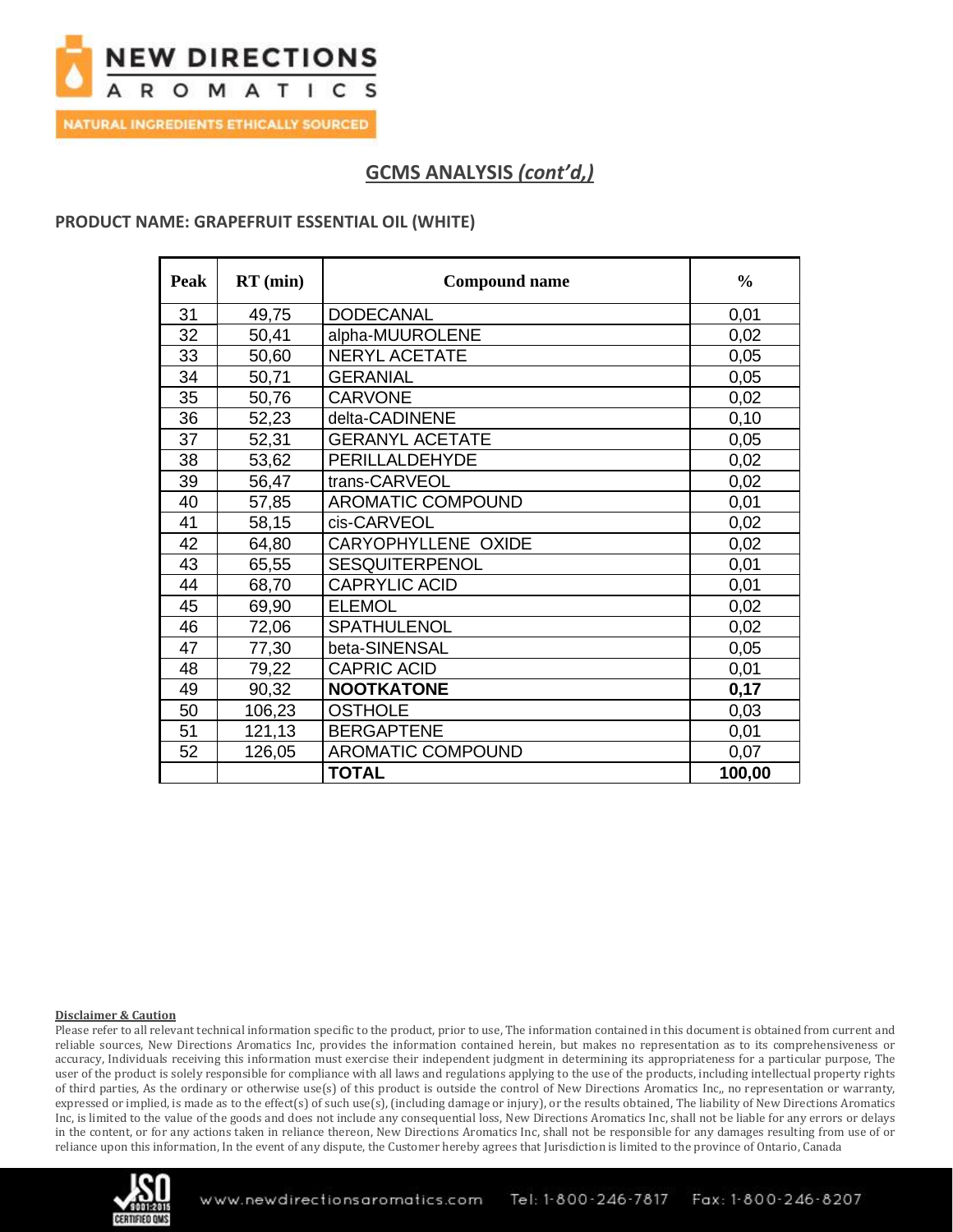## GCMS ANALYSIS *(cont'd,)*

**PRODUCT NAME: GRAPEFRUIT ESSENTIAL OIL (WHITE)**

| Peak | RT (min) | Compound name | % |
|---|---|---|---|
| 31 | 49,75 | DODECANAL | 0,01 |
| 32 | 50,41 | alpha-MUUROLENE | 0,02 |
| 33 | 50,60 | NERYL ACETATE | 0,05 |
| 34 | 50,71 | GERANIAL | 0,05 |
| 35 | 50,76 | CARVONE | 0,02 |
| 36 | 52,23 | delta-CADINENE | 0,10 |
| 37 | 52,31 | GERANYL ACETATE | 0,05 |
| 38 | 53,62 | PERILLALDEHYDE | 0,02 |
| 39 | 56,47 | trans-CARVEOL | 0,02 |
| 40 | 57,85 | AROMATIC COMPOUND | 0,01 |
| 41 | 58,15 | cis-CARVEOL | 0,02 |
| 42 | 64,80 | CARYOPHYLLENE OXIDE | 0,02 |
| 43 | 65,55 | SESQUITERPENOL | 0,01 |
| 44 | 68,70 | CAPRYLIC ACID | 0,01 |
| 45 | 69,90 | ELEMOL | 0,02 |
| 46 | 72,06 | SPATHULENOL | 0,02 |
| 47 | 77,30 | beta-SINENSAL | 0,05 |
| 48 | 79,22 | CAPRIC ACID | 0,01 |
| 49 | 90,32 | **NOOTKATONE** | **0,17** |
| 50 | 106,23 | OSTHOLE | 0,03 |
| 51 | 121,13 | BERGAPTENE | 0,01 |
| 52 | 126,05 | AROMATIC COMPOUND | 0,07 |
| | | **TOTAL** | **100,00** |

**Disclaimer & Caution**

Please refer to all relevant technical information specific to the product, prior to use, The information contained in this document is obtained from current and reliable sources, New Directions Aromatics Inc, provides the information contained herein, but makes no representation as to its comprehensiveness or accuracy, Individuals receiving this information must exercise their independent judgment in determining its appropriateness for a particular purpose, The user of the product is solely responsible for compliance with all laws and regulations applying to the use of the products, including intellectual property rights of third parties, As the ordinary or otherwise use(s) of this product is outside the control of New Directions Aromatics Inc,, no representation or warranty, expressed or implied, is made as to the effect(s) of such use(s), (including damage or injury), or the results obtained, The liability of New Directions Aromatics Inc, is limited to the value of the goods and does not include any consequential loss, New Directions Aromatics Inc, shall not be liable for any errors or delays in the content, or for any actions taken in reliance thereon, New Directions Aromatics Inc, shall not be responsible for any damages resulting from use of or reliance upon this information, In the event of any dispute, the Customer hereby agrees that Jurisdiction is limited to the province of Ontario, Canada